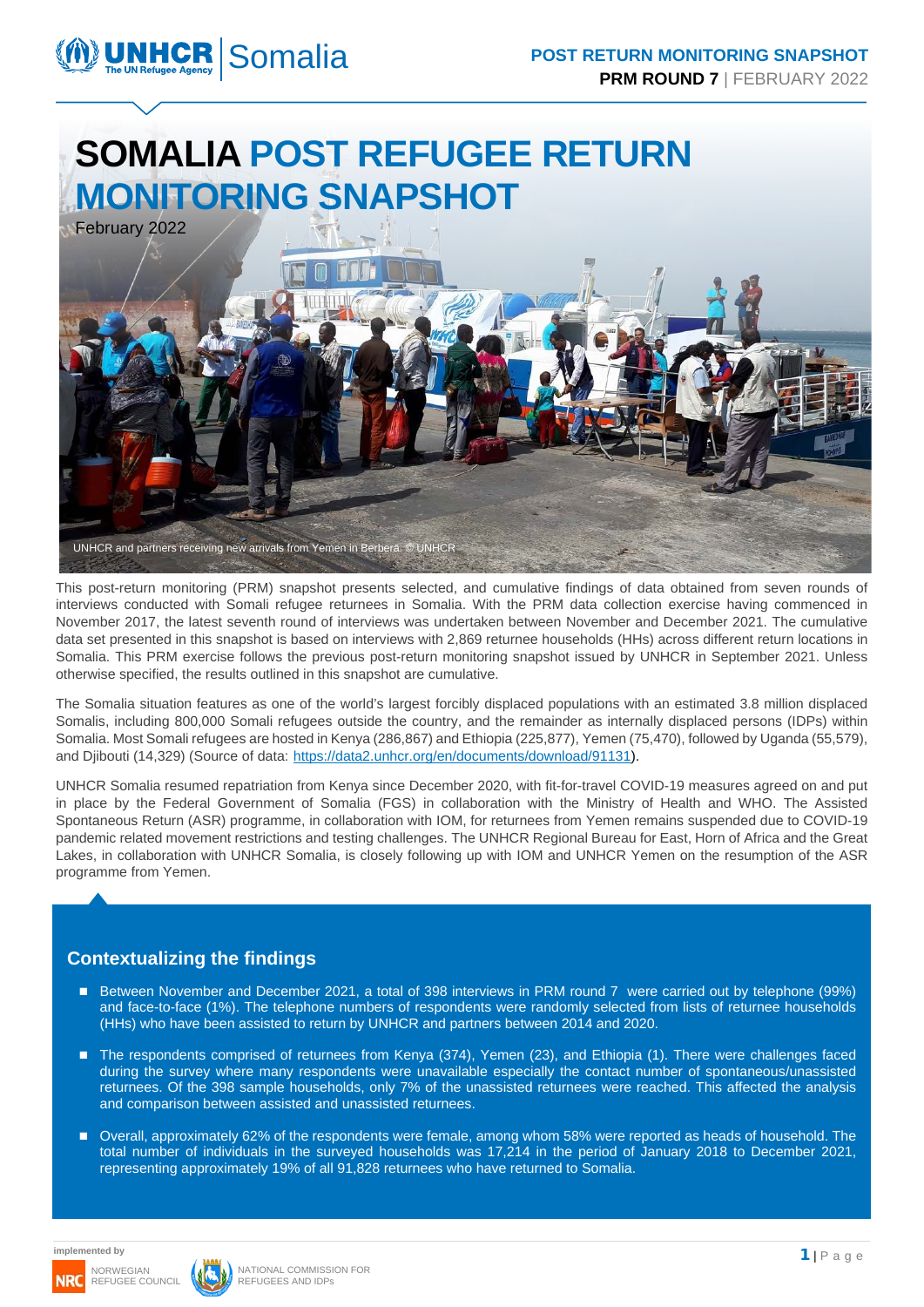# SOMALIA POST REFUGEE RETURN MONITORING SNAPSHOT

February 2022

UNHCR and partners receiving new arrivals from Yemen in Berbera. © UNHCR

This post-return monitoring (PRM) snapshot presents selected, and cumulative findings of data obtained from seven rounds of interviews conducted with Somali refugee returnees in Somalia. With the PRM data collection exercise having commenced in November 2017, the latest seventh round of interviews was undertaken between November and December 2021. The cumulative data set presented in this snapshot is based on interviews with 2,869 returnee households (HHs) across different return locations in Somalia. This PRM exercise follows the previous post-return monitoring snapshot issued by UNHCR in September 2021. Unless otherwise specified, the results outlined in this snapshot are cumulative.

The Somalia situation features as one of the world's largest forcibly displaced populations with an estimated 3.8 million displaced Somalis, including 800,000 Somali refugees outside the country, and the remainder as internally displaced persons (IDPs) within Somalia. Most Somali refugees are hosted in Kenya (286,867) and Ethiopia (225,877), Yemen (75,470), followed by Uganda (55,579), and Djibouti (14,329) (Source of data: https://data2.unhcr.org/en/documents/download/91131).

UNHCR Somalia resumed repatriation from Kenya since December 2020, with fit-for-travel COVID-19 measures agreed on and put in place by the Federal Government of Somalia (FGS) in collaboration with the Ministry of Health and WHO. The Assisted Spontaneous Return (ASR) programme, in collaboration with IOM, for returnees from Yemen remains suspended due to COVID-19 pandemic related movement restrictions and testing challenges. The UNHCR Regional Bureau for East, Horn of Africa and the Great Lakes, in collaboration with UNHCR Somalia, is closely following up with IOM and UNHCR Yemen on the resumption of the ASR programme from Yemen.

## Contextualizing the findings

- Between November and December 2021, a total of 398 interviews in PRM round 7 were carried out by telephone (99%) and face-to-face (1%). The telephone numbers of respondents were randomly selected from lists of returnee households (HHs) who have been assisted to return by UNHCR and partners between 2014 and 2020.
- The respondents comprised of returnees from Kenya (374), Yemen (23), and Ethiopia (1). There were challenges faced during the survey where many respondents were unavailable especially the contact number of spontaneous/unassisted returnees. Of the 398 sample households, only 7% of the unassisted returnees were reached. This affected the analysis and comparison between assisted and unassisted returnees.
- Overall, approximately 62% of the respondents were female, among whom 58% were reported as heads of household. The total number of individuals in the surveyed households was 17,214 in the period of January 2018 to December 2021, representing approximately 19% of all 91,828 returnees who have returned to Somalia.

implemented by

NORWEGIAN REFUGEE COUNCIL

NATIONAL COMMISSION FOR REFUGEES AND IDPs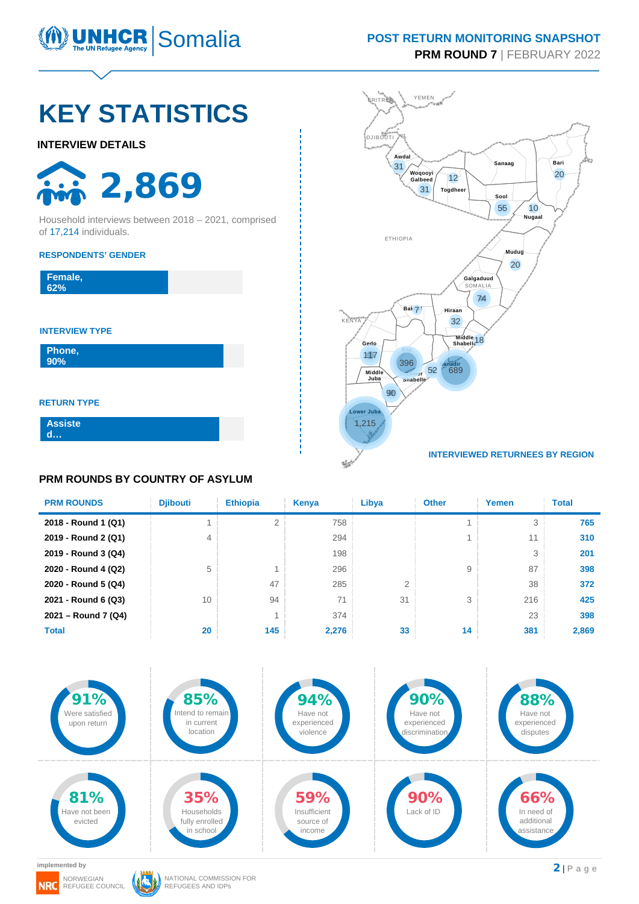# KEY STATISTICS

### INTERVIEW DETAILS

**2,869**

Household interviews between 2018 – 2021, comprised of 17,214 individuals.

**RESPONDENTS' GENDER**

Female, 62%

**INTERVIEW TYPE**

Phone, 90%

**RETURN TYPE**

Assisted…

**INTERVIEWED RETURNEES BY REGION**

Awdal 31
Woqooyi Galbeed 31
Togdheer 12
Sanaag
Bari 20
Sool 55
Nugaal 10
Mudug 20
Galgaduud 74
Hiraan 32
Bakool 7
Middle Shabelle 18
Gedo 117
Bay 396
Lower Shabelle 52
Banadir 689
Middle Juba 90
Lower Juba 1,215

### PRM ROUNDS BY COUNTRY OF ASYLUM

| PRM ROUNDS | Djibouti | Ethiopia | Kenya | Libya | Other | Yemen | Total |
|---|---|---|---|---|---|---|---|
| 2018 - Round 1 (Q1) | 1 | 2 | 758 | | 1 | 3 | 765 |
| 2019 - Round 2 (Q1) | 4 | | 294 | | 1 | 11 | 310 |
| 2019 - Round 3 (Q4) | | | 198 | | | 3 | 201 |
| 2020 - Round 4 (Q2) | 5 | 1 | 296 | | 9 | 87 | 398 |
| 2020 - Round 5 (Q4) | | 47 | 285 | 2 | | 38 | 372 |
| 2021 - Round 6 (Q3) | 10 | 94 | 71 | 31 | 3 | 216 | 425 |
| 2021 – Round 7 (Q4) | | 1 | 374 | | | 23 | 398 |
| Total | 20 | 145 | 2,276 | 33 | 14 | 381 | 2,869 |

91% Were satisfied upon return

85% Intend to remain in current location

94% Have not experienced violence

90% Have not experienced discrimination

88% Have not experienced disputes

81% Have not been evicted

35% Households fully enrolled in school

59% Insufficient source of income

90% Lack of ID

66% In need of additional assistance

implemented by

NORWEGIAN REFUGEE COUNCIL

NATIONAL COMMISSION FOR REFUGEES AND IDPs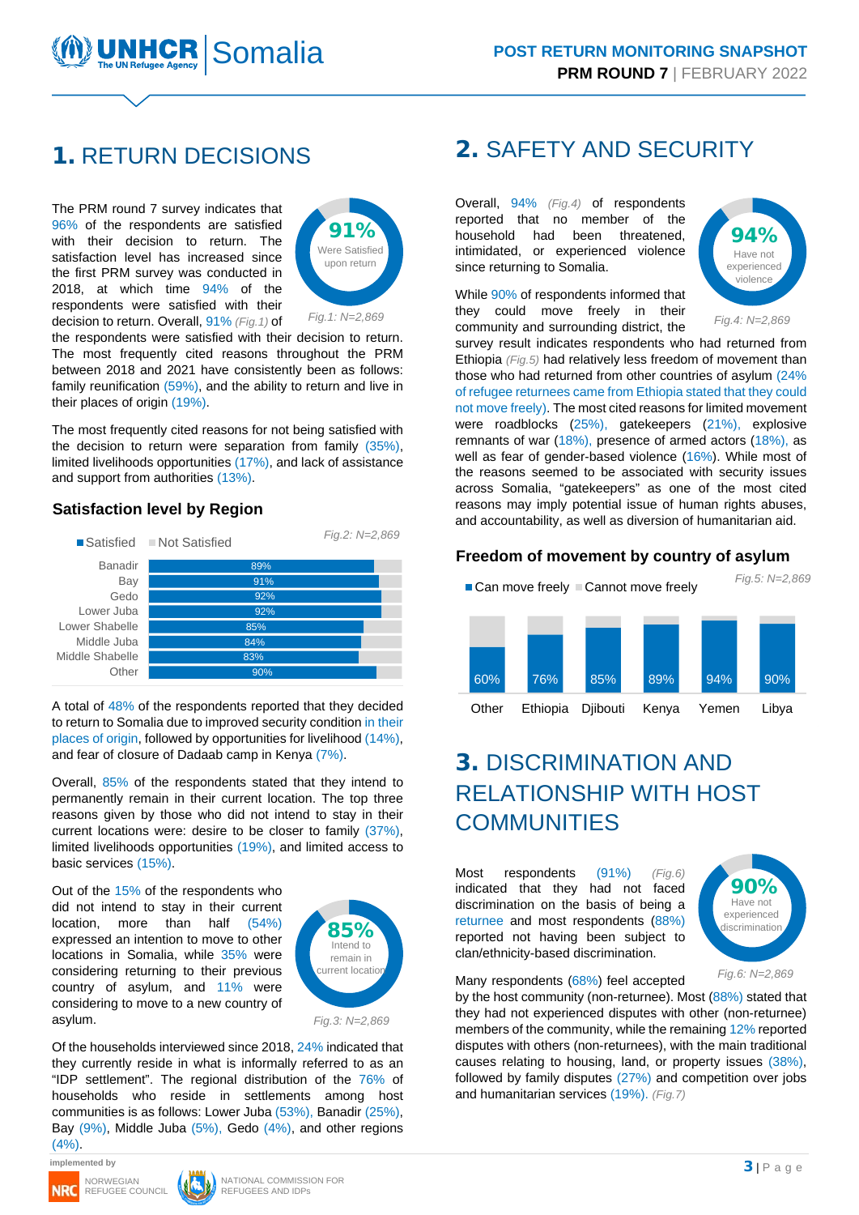# 1. RETURN DECISIONS

The PRM round 7 survey indicates that 96% of the respondents are satisfied with their decision to return. The satisfaction level has increased since the first PRM survey was conducted in 2018, at which time 94% of the respondents were satisfied with their decision to return. Overall, 91% *(Fig.1)* of the respondents were satisfied with their decision to return. The most frequently cited reasons throughout the PRM between 2018 and 2021 have consistently been as follows: family reunification (59%), and the ability to return and live in their places of origin (19%).

91%
Were Satisfied upon return

*Fig.1: N=2,869*

The most frequently cited reasons for not being satisfied with the decision to return were separation from family (35%), limited livelihoods opportunities (17%), and lack of assistance and support from authorities (13%).

### Satisfaction level by Region

*Fig.2: N=2,869*

Satisfied
Not Satisfied

Banadir 89%
Bay 91%
Gedo 92%
Lower Juba 92%
Lower Shabelle 85%
Middle Juba 84%
Middle Shabelle 83%
Other 90%

A total of 48% of the respondents reported that they decided to return to Somalia due to improved security condition in their places of origin, followed by opportunities for livelihood (14%), and fear of closure of Dadaab camp in Kenya (7%).

Overall, 85% of the respondents stated that they intend to permanently remain in their current location. The top three reasons given by those who did not intend to stay in their current locations were: desire to be closer to family (37%), limited livelihoods opportunities (19%), and limited access to basic services (15%).

Out of the 15% of the respondents who did not intend to stay in their current location, more than half (54%) expressed an intention to move to other locations in Somalia, while 35% were considering returning to their previous country of asylum, and 11% were considering to move to a new country of asylum.

85%
Intend to remain in current location

*Fig.3: N=2,869*

Of the households interviewed since 2018, 24% indicated that they currently reside in what is informally referred to as an "IDP settlement". The regional distribution of the 76% of households who reside in settlements among host communities is as follows: Lower Juba (53%), Banadir (25%), Bay (9%), Middle Juba (5%), Gedo (4%), and other regions (4%).

# 2. SAFETY AND SECURITY

Overall, 94% *(Fig.4)* of respondents reported that no member of the household had been threatened, intimidated, or experienced violence since returning to Somalia.

94%
Have not experienced violence

*Fig.4: N=2,869*

While 90% of respondents informed that they could move freely in their community and surrounding district, the survey result indicates respondents who had returned from Ethiopia *(Fig.5)* had relatively less freedom of movement than those who had returned from other countries of asylum (24% of refugee returnees came from Ethiopia stated that they could not move freely). The most cited reasons for limited movement were roadblocks (25%), gatekeepers (21%), explosive remnants of war (18%), presence of armed actors (18%), as well as fear of gender-based violence (16%). While most of the reasons seemed to be associated with security issues across Somalia, "gatekeepers" as one of the most cited reasons may imply potential issue of human rights abuses, and accountability, as well as diversion of humanitarian aid.

### Freedom of movement by country of asylum

*Fig.5: N=2,869*

Can move freely
Cannot move freely

Other 60%
Ethiopia 76%
Djibouti 85%
Kenya 89%
Yemen 94%
Libya 90%

# 3. DISCRIMINATION AND RELATIONSHIP WITH HOST COMMUNITIES

Most respondents (91%) *(Fig.6)* indicated that they had not faced discrimination on the basis of being a returnee and most respondents (88%) reported not having been subject to clan/ethnicity-based discrimination.

90%
Have not experienced discrimination

*Fig.6: N=2,869*

Many respondents (68%) feel accepted by the host community (non-returnee). Most (88%) stated that they had not experienced disputes with other (non-returnee) members of the community, while the remaining 12% reported disputes with others (non-returnees), with the main traditional causes relating to housing, land, or property issues (38%), followed by family disputes (27%) and competition over jobs and humanitarian services (19%). *(Fig.7)*

implemented by

NORWEGIAN REFUGEE COUNCIL

NATIONAL COMMISSION FOR REFUGEES AND IDPs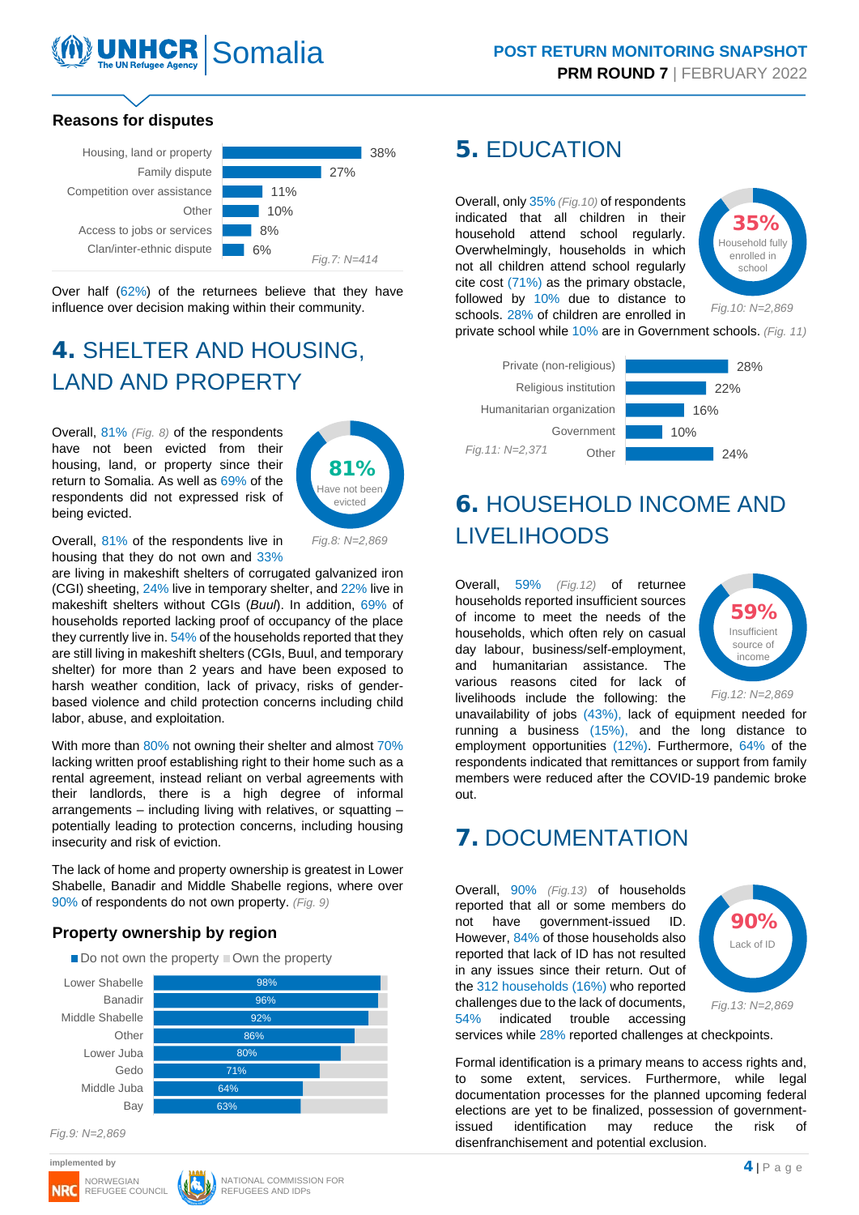### Reasons for disputes

Housing, land or property 38%
Family dispute 27%
Competition over assistance 11%
Other 10%
Access to jobs or services 8%
Clan/inter-ethnic dispute 6%
*Fig.7: N=414*

Over half (62%) of the returnees believe that they have influence over decision making within their community.

## 4. SHELTER AND HOUSING, LAND AND PROPERTY

Overall, 81% *(Fig. 8)* of the respondents have not been evicted from their housing, land, or property since their return to Somalia. As well as 69% of the respondents did not expressed risk of being evicted.

81%
Have not been evicted
*Fig.8: N=2,869*

Overall, 81% of the respondents live in housing that they do not own and 33% are living in makeshift shelters of corrugated galvanized iron (CGI) sheeting, 24% live in temporary shelter, and 22% live in makeshift shelters without CGIs (*Buul*). In addition, 69% of households reported lacking proof of occupancy of the place they currently live in. 54% of the households reported that they are still living in makeshift shelters (CGIs, Buul, and temporary shelter) for more than 2 years and have been exposed to harsh weather condition, lack of privacy, risks of gender-based violence and child protection concerns including child labor, abuse, and exploitation.

With more than 80% not owning their shelter and almost 70% lacking written proof establishing right to their home such as a rental agreement, instead reliant on verbal agreements with their landlords, there is a high degree of informal arrangements – including living with relatives, or squatting – potentially leading to protection concerns, including housing insecurity and risk of eviction.

The lack of home and property ownership is greatest in Lower Shabelle, Banadir and Middle Shabelle regions, where over 90% of respondents do not own property. *(Fig. 9)*

### Property ownership by region

Do not own the property | Own the property

Lower Shabelle 98%
Banadir 96%
Middle Shabelle 92%
Other 86%
Lower Juba 80%
Gedo 71%
Middle Juba 64%
Bay 63%

*Fig.9: N=2,869*

## 5. EDUCATION

Overall, only 35% *(Fig.10)* of respondents indicated that all children in their household attend school regularly. Overwhelmingly, households in which not all children attend school regularly cite cost (71%) as the primary obstacle, followed by 10% due to distance to schools. 28% of children are enrolled in private school while 10% are in Government schools. *(Fig. 11)*

35%
Household fully enrolled in school
*Fig.10: N=2,869*

Private (non-religious) 28%
Religious institution 22%
Humanitarian organization 16%
Government 10%
Other 24%
*Fig.11: N=2,371*

## 6. HOUSEHOLD INCOME AND LIVELIHOODS

Overall, 59% *(Fig.12)* of returnee households reported insufficient sources of income to meet the needs of the households, which often rely on casual day labour, business/self-employment, and humanitarian assistance. The various reasons cited for lack of livelihoods include the following: the unavailability of jobs (43%), lack of equipment needed for running a business (15%), and the long distance to employment opportunities (12%). Furthermore, 64% of the respondents indicated that remittances or support from family members were reduced after the COVID-19 pandemic broke out.

59%
Insufficient source of income
*Fig.12: N=2,869*

## 7. DOCUMENTATION

Overall, 90% *(Fig.13)* of households reported that all or some members do not have government-issued ID. However, 84% of those households also reported that lack of ID has not resulted in any issues since their return. Out of the 312 households (16%) who reported challenges due to the lack of documents, 54% indicated trouble accessing services while 28% reported challenges at checkpoints.

90%
Lack of ID
*Fig.13: N=2,869*

Formal identification is a primary means to access rights and, to some extent, services. Furthermore, while legal documentation processes for the planned upcoming federal elections are yet to be finalized, possession of government-issued identification may reduce the risk of disenfranchisement and potential exclusion.

implemented by

NRC NORWEGIAN REFUGEE COUNCIL

NATIONAL COMMISSION FOR REFUGEES AND IDPs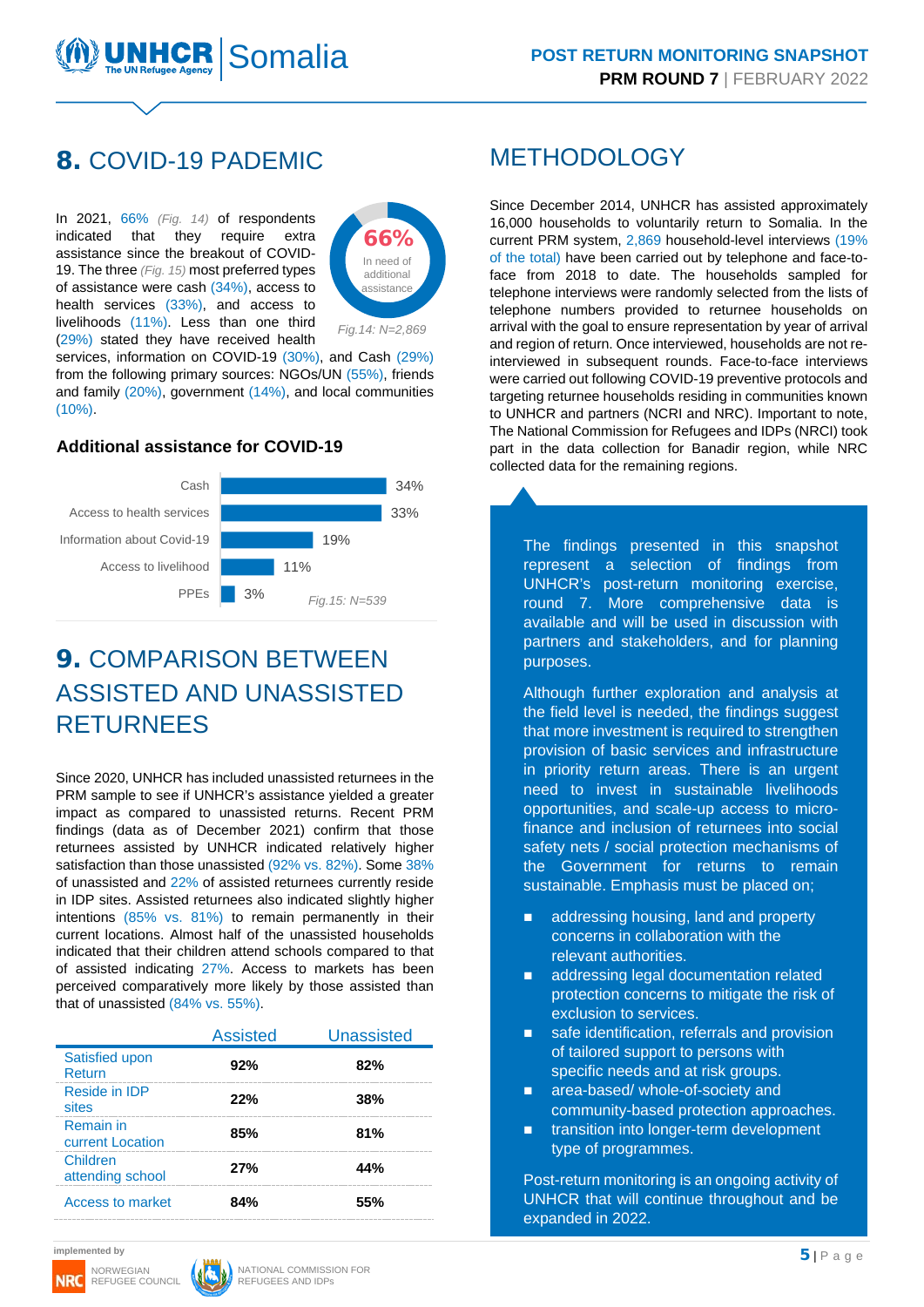## 8. COVID-19 PADEMIC

In 2021, 66% *(Fig. 14)* of respondents indicated that they require extra assistance since the breakout of COVID-19. The three *(Fig. 15)* most preferred types of assistance were cash (34%), access to health services (33%), and access to livelihoods (11%). Less than one third (29%) stated they have received health services, information on COVID-19 (30%), and Cash (29%) from the following primary sources: NGOs/UN (55%), friends and family (20%), government (14%), and local communities (10%).

66%
In need of additional assistance

*Fig.14: N=2,869*

### Additional assistance for COVID-19

Cash 34%
Access to health services 33%
Information about Covid-19 19%
Access to livelihood 11%
PPEs 3%

*Fig.15: N=539*

## 9. COMPARISON BETWEEN ASSISTED AND UNASSISTED RETURNEES

Since 2020, UNHCR has included unassisted returnees in the PRM sample to see if UNHCR's assistance yielded a greater impact as compared to unassisted returns. Recent PRM findings (data as of December 2021) confirm that those returnees assisted by UNHCR indicated relatively higher satisfaction than those unassisted (92% vs. 82%). Some 38% of unassisted and 22% of assisted returnees currently reside in IDP sites. Assisted returnees also indicated slightly higher intentions (85% vs. 81%) to remain permanently in their current locations. Almost half of the unassisted households indicated that their children attend schools compared to that of assisted indicating 27%. Access to markets has been perceived comparatively more likely by those assisted than that of unassisted (84% vs. 55%).

| | Assisted | Unassisted |
|---|---|---|
| Satisfied upon Return | **92%** | **82%** |
| Reside in IDP sites | **22%** | **38%** |
| Remain in current Location | **85%** | **81%** |
| Children attending school | **27%** | **44%** |
| Access to market | **84%** | **55%** |

## METHODOLOGY

Since December 2014, UNHCR has assisted approximately 16,000 households to voluntarily return to Somalia. In the current PRM system, 2,869 household-level interviews (19% of the total) have been carried out by telephone and face-to-face from 2018 to date. The households sampled for telephone interviews were randomly selected from the lists of telephone numbers provided to returnee households on arrival with the goal to ensure representation by year of arrival and region of return. Once interviewed, households are not re-interviewed in subsequent rounds. Face-to-face interviews were carried out following COVID-19 preventive protocols and targeting returnee households residing in communities known to UNHCR and partners (NCRI and NRC). Important to note, The National Commission for Refugees and IDPs (NRCI) took part in the data collection for Banadir region, while NRC collected data for the remaining regions.

The findings presented in this snapshot represent a selection of findings from UNHCR's post-return monitoring exercise, round 7. More comprehensive data is available and will be used in discussion with partners and stakeholders, and for planning purposes.

Although further exploration and analysis at the field level is needed, the findings suggest that more investment is required to strengthen provision of basic services and infrastructure in priority return areas. There is an urgent need to invest in sustainable livelihoods opportunities, and scale-up access to micro-finance and inclusion of returnees into social safety nets / social protection mechanisms of the Government for returns to remain sustainable. Emphasis must be placed on;

- addressing housing, land and property concerns in collaboration with the relevant authorities.
- addressing legal documentation related protection concerns to mitigate the risk of exclusion to services.
- safe identification, referrals and provision of tailored support to persons with specific needs and at risk groups.
- area-based/ whole-of-society and community-based protection approaches.
- transition into longer-term development type of programmes.

Post-return monitoring is an ongoing activity of UNHCR that will continue throughout and be expanded in 2022.

implemented by

NORWEGIAN REFUGEE COUNCIL

NATIONAL COMMISSION FOR REFUGEES AND IDPs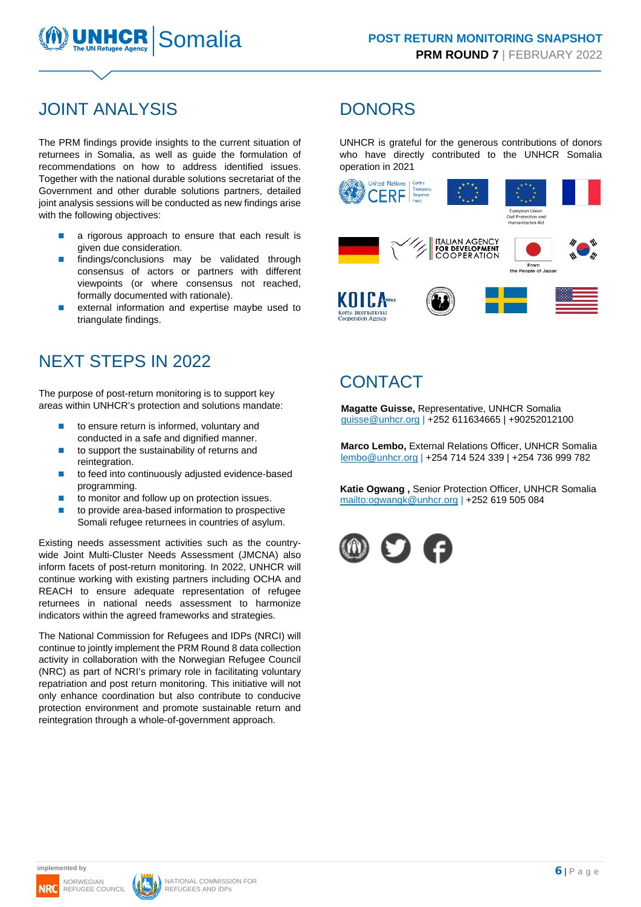## JOINT ANALYSIS

The PRM findings provide insights to the current situation of returnees in Somalia, as well as guide the formulation of recommendations on how to address identified issues. Together with the national durable solutions secretariat of the Government and other durable solutions partners, detailed joint analysis sessions will be conducted as new findings arise with the following objectives:

- a rigorous approach to ensure that each result is given due consideration.
- findings/conclusions may be validated through consensus of actors or partners with different viewpoints (or where consensus not reached, formally documented with rationale).
- external information and expertise maybe used to triangulate findings.

## NEXT STEPS IN 2022

The purpose of post-return monitoring is to support key areas within UNHCR's protection and solutions mandate:

- to ensure return is informed, voluntary and conducted in a safe and dignified manner.
- to support the sustainability of returns and reintegration.
- to feed into continuously adjusted evidence-based programming.
- to monitor and follow up on protection issues.
- to provide area-based information to prospective Somali refugee returnees in countries of asylum.

Existing needs assessment activities such as the country-wide Joint Multi-Cluster Needs Assessment (JMCNA) also inform facets of post-return monitoring. In 2022, UNHCR will continue working with existing partners including OCHA and REACH to ensure adequate representation of refugee returnees in national needs assessment to harmonize indicators within the agreed frameworks and strategies.

The National Commission for Refugees and IDPs (NRCI) will continue to jointly implement the PRM Round 8 data collection activity in collaboration with the Norwegian Refugee Council (NRC) as part of NCRI's primary role in facilitating voluntary repatriation and post return monitoring. This initiative will not only enhance coordination but also contribute to conducive protection environment and promote sustainable return and reintegration through a whole-of-government approach.

## DONORS

UNHCR is grateful for the generous contributions of donors who have directly contributed to the UNHCR Somalia operation in 2021

## CONTACT

**Magatte Guisse,** Representative, UNHCR Somalia
guisse@unhcr.org | +252 611634665 | +90252012100

**Marco Lembo,** External Relations Officer, UNHCR Somalia
lembo@unhcr.org | +254 714 524 339 | +254 736 999 782

**Katie Ogwang ,** Senior Protection Officer, UNHCR Somalia
mailto:ogwangk@unhcr.org | +252 619 505 084

implemented by

NORWEGIAN REFUGEE COUNCIL

NATIONAL COMMISSION FOR REFUGEES AND IDPs